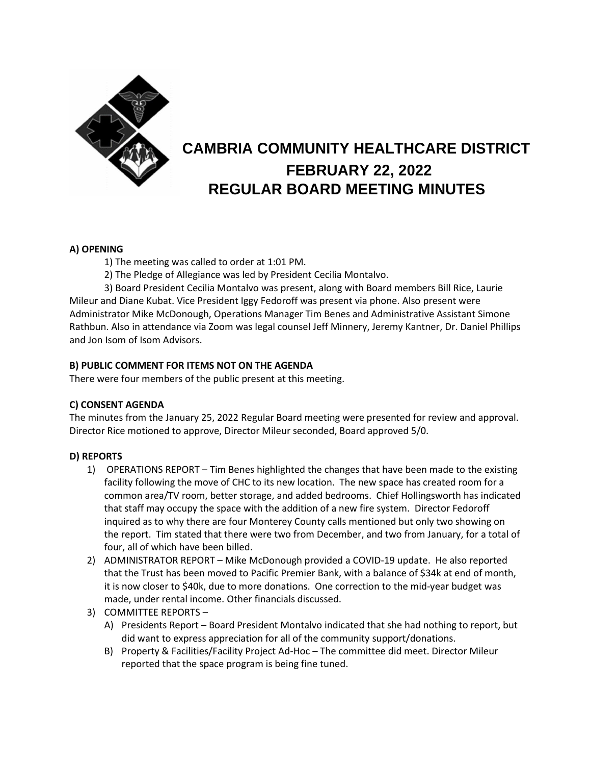# CAMBRIA COMMUNITY HEALTHCARE DISTRICT
## FEBRUARY 22, 2022
## REGULAR BOARD MEETING MINUTES

**A) OPENING**

1) The meeting was called to order at 1:01 PM.

2) The Pledge of Allegiance was led by President Cecilia Montalvo.

3) Board President Cecilia Montalvo was present, along with Board members Bill Rice, Laurie Mileur and Diane Kubat. Vice President Iggy Fedoroff was present via phone. Also present were Administrator Mike McDonough, Operations Manager Tim Benes and Administrative Assistant Simone Rathbun. Also in attendance via Zoom was legal counsel Jeff Minnery, Jeremy Kantner, Dr. Daniel Phillips and Jon Isom of Isom Advisors.

**B) PUBLIC COMMENT FOR ITEMS NOT ON THE AGENDA**

There were four members of the public present at this meeting.

**C) CONSENT AGENDA**

The minutes from the January 25, 2022 Regular Board meeting were presented for review and approval. Director Rice motioned to approve, Director Mileur seconded, Board approved 5/0.

**D) REPORTS**

1) OPERATIONS REPORT – Tim Benes highlighted the changes that have been made to the existing facility following the move of CHC to its new location. The new space has created room for a common area/TV room, better storage, and added bedrooms. Chief Hollingsworth has indicated that staff may occupy the space with the addition of a new fire system. Director Fedoroff inquired as to why there are four Monterey County calls mentioned but only two showing on the report. Tim stated that there were two from December, and two from January, for a total of four, all of which have been billed.
2) ADMINISTRATOR REPORT – Mike McDonough provided a COVID-19 update. He also reported that the Trust has been moved to Pacific Premier Bank, with a balance of $34k at end of month, it is now closer to $40k, due to more donations. One correction to the mid-year budget was made, under rental income. Other financials discussed.
3) COMMITTEE REPORTS –
   A) Presidents Report – Board President Montalvo indicated that she had nothing to report, but did want to express appreciation for all of the community support/donations.
   B) Property & Facilities/Facility Project Ad-Hoc – The committee did meet. Director Mileur reported that the space program is being fine tuned.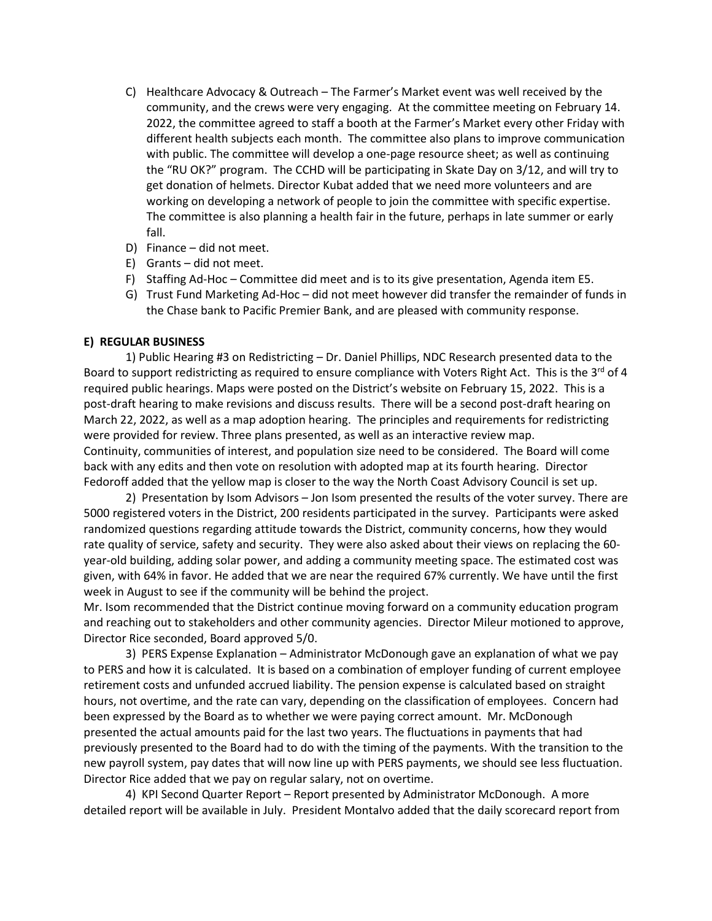C) Healthcare Advocacy & Outreach – The Farmer's Market event was well received by the community, and the crews were very engaging. At the committee meeting on February 14. 2022, the committee agreed to staff a booth at the Farmer's Market every other Friday with different health subjects each month. The committee also plans to improve communication with public. The committee will develop a one-page resource sheet; as well as continuing the "RU OK?" program. The CCHD will be participating in Skate Day on 3/12, and will try to get donation of helmets. Director Kubat added that we need more volunteers and are working on developing a network of people to join the committee with specific expertise. The committee is also planning a health fair in the future, perhaps in late summer or early fall.

D) Finance – did not meet.

E) Grants – did not meet.

F) Staffing Ad-Hoc – Committee did meet and is to its give presentation, Agenda item E5.

G) Trust Fund Marketing Ad-Hoc – did not meet however did transfer the remainder of funds in the Chase bank to Pacific Premier Bank, and are pleased with community response.

**E) REGULAR BUSINESS**

1) Public Hearing #3 on Redistricting – Dr. Daniel Phillips, NDC Research presented data to the Board to support redistricting as required to ensure compliance with Voters Right Act. This is the 3rd of 4 required public hearings. Maps were posted on the District's website on February 15, 2022. This is a post-draft hearing to make revisions and discuss results. There will be a second post-draft hearing on March 22, 2022, as well as a map adoption hearing. The principles and requirements for redistricting were provided for review. Three plans presented, as well as an interactive review map. Continuity, communities of interest, and population size need to be considered. The Board will come back with any edits and then vote on resolution with adopted map at its fourth hearing. Director Fedoroff added that the yellow map is closer to the way the North Coast Advisory Council is set up.

2) Presentation by Isom Advisors – Jon Isom presented the results of the voter survey. There are 5000 registered voters in the District, 200 residents participated in the survey. Participants were asked randomized questions regarding attitude towards the District, community concerns, how they would rate quality of service, safety and security. They were also asked about their views on replacing the 60-year-old building, adding solar power, and adding a community meeting space. The estimated cost was given, with 64% in favor. He added that we are near the required 67% currently. We have until the first week in August to see if the community will be behind the project.

Mr. Isom recommended that the District continue moving forward on a community education program and reaching out to stakeholders and other community agencies. Director Mileur motioned to approve, Director Rice seconded, Board approved 5/0.

3) PERS Expense Explanation – Administrator McDonough gave an explanation of what we pay to PERS and how it is calculated. It is based on a combination of employer funding of current employee retirement costs and unfunded accrued liability. The pension expense is calculated based on straight hours, not overtime, and the rate can vary, depending on the classification of employees. Concern had been expressed by the Board as to whether we were paying correct amount. Mr. McDonough presented the actual amounts paid for the last two years. The fluctuations in payments that had previously presented to the Board had to do with the timing of the payments. With the transition to the new payroll system, pay dates that will now line up with PERS payments, we should see less fluctuation. Director Rice added that we pay on regular salary, not on overtime.

4) KPI Second Quarter Report – Report presented by Administrator McDonough. A more detailed report will be available in July. President Montalvo added that the daily scorecard report from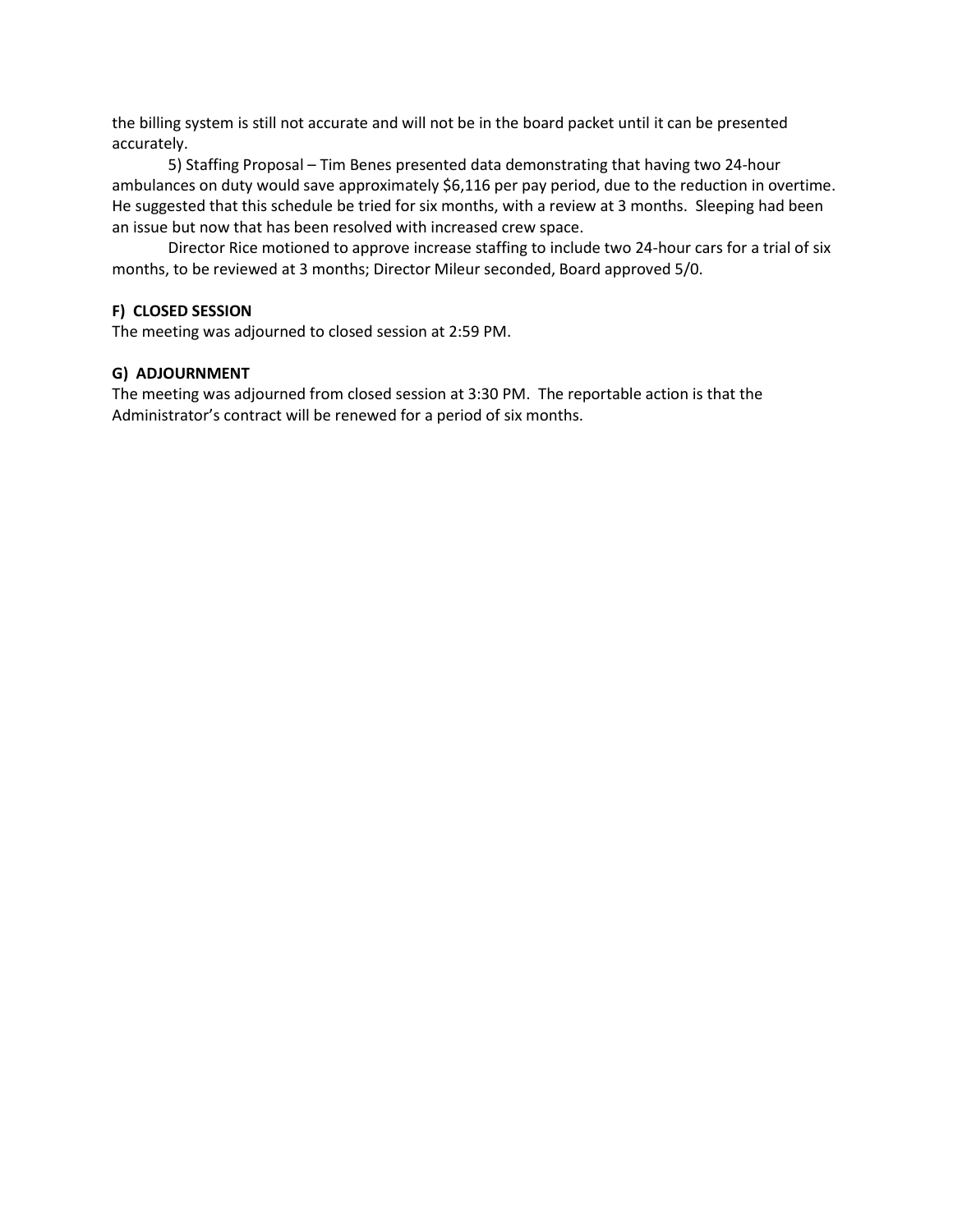the billing system is still not accurate and will not be in the board packet until it can be presented accurately.

5) Staffing Proposal – Tim Benes presented data demonstrating that having two 24-hour ambulances on duty would save approximately $6,116 per pay period, due to the reduction in overtime. He suggested that this schedule be tried for six months, with a review at 3 months. Sleeping had been an issue but now that has been resolved with increased crew space.

Director Rice motioned to approve increase staffing to include two 24-hour cars for a trial of six months, to be reviewed at 3 months; Director Mileur seconded, Board approved 5/0.

**F) CLOSED SESSION**

The meeting was adjourned to closed session at 2:59 PM.

**G) ADJOURNMENT**

The meeting was adjourned from closed session at 3:30 PM. The reportable action is that the Administrator's contract will be renewed for a period of six months.